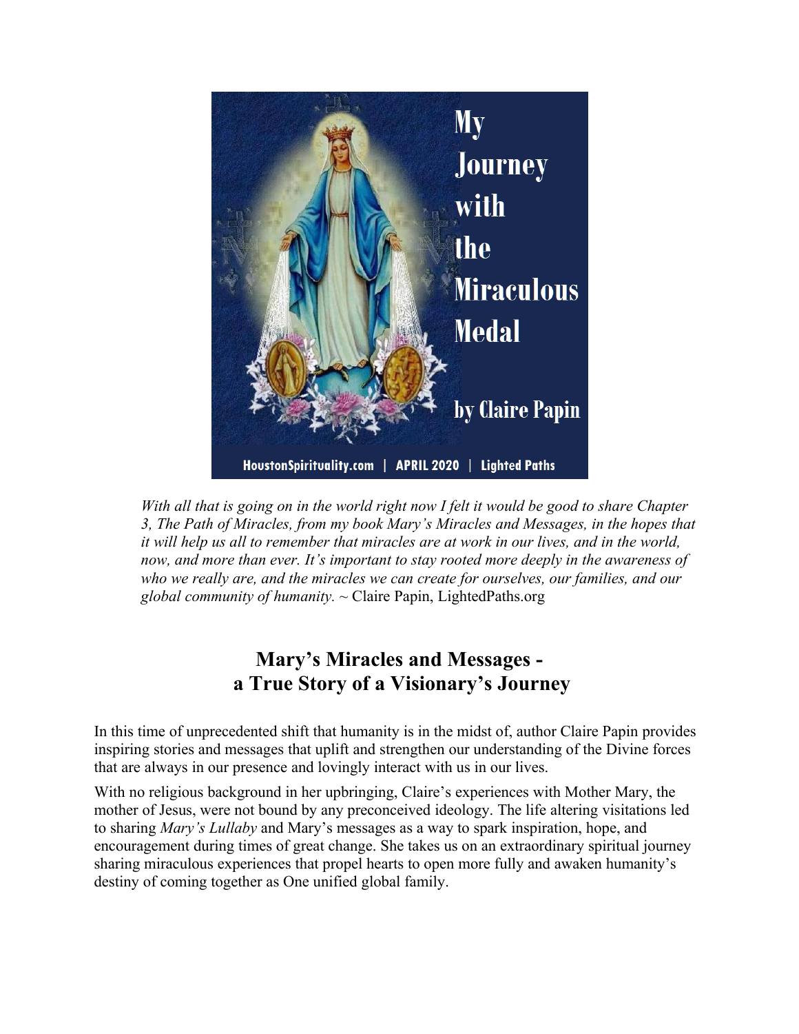# My Journey with the Miraculous Medal

by Claire Papin

HoustonSpirituality.com | APRIL 2020 | Lighted Paths

*With all that is going on in the world right now I felt it would be good to share Chapter 3, The Path of Miracles, from my book Mary's Miracles and Messages, in the hopes that it will help us all to remember that miracles are at work in our lives, and in the world, now, and more than ever. It's important to stay rooted more deeply in the awareness of who we really are, and the miracles we can create for ourselves, our families, and our global community of humanity.* ~ Claire Papin, LightedPaths.org

## Mary's Miracles and Messages - a True Story of a Visionary's Journey

In this time of unprecedented shift that humanity is in the midst of, author Claire Papin provides inspiring stories and messages that uplift and strengthen our understanding of the Divine forces that are always in our presence and lovingly interact with us in our lives.

With no religious background in her upbringing, Claire's experiences with Mother Mary, the mother of Jesus, were not bound by any preconceived ideology. The life altering visitations led to sharing *Mary's Lullaby* and Mary's messages as a way to spark inspiration, hope, and encouragement during times of great change. She takes us on an extraordinary spiritual journey sharing miraculous experiences that propel hearts to open more fully and awaken humanity's destiny of coming together as One unified global family.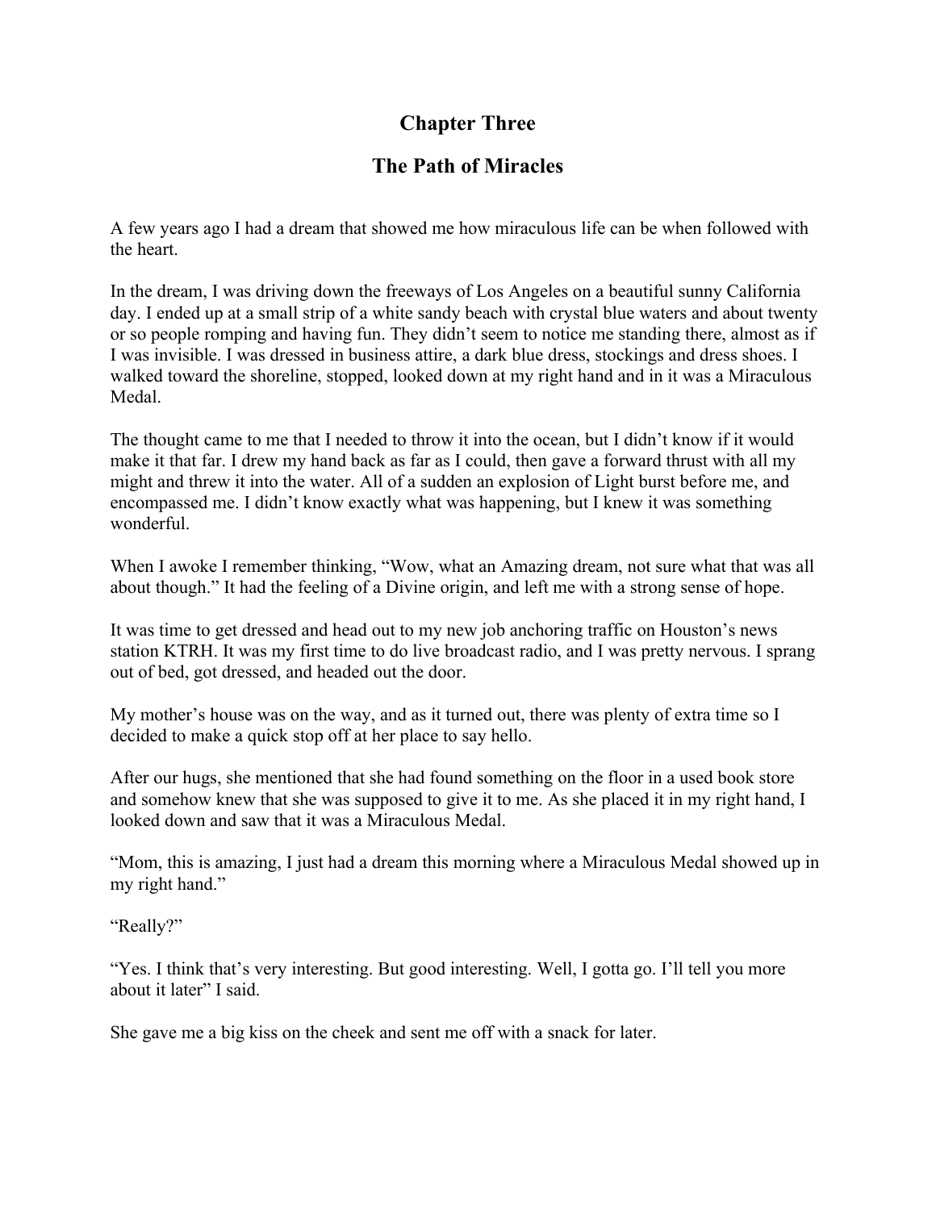# Chapter Three

## The Path of Miracles

A few years ago I had a dream that showed me how miraculous life can be when followed with the heart.

In the dream, I was driving down the freeways of Los Angeles on a beautiful sunny California day. I ended up at a small strip of a white sandy beach with crystal blue waters and about twenty or so people romping and having fun. They didn't seem to notice me standing there, almost as if I was invisible. I was dressed in business attire, a dark blue dress, stockings and dress shoes. I walked toward the shoreline, stopped, looked down at my right hand and in it was a Miraculous Medal.

The thought came to me that I needed to throw it into the ocean, but I didn't know if it would make it that far. I drew my hand back as far as I could, then gave a forward thrust with all my might and threw it into the water. All of a sudden an explosion of Light burst before me, and encompassed me. I didn't know exactly what was happening, but I knew it was something wonderful.

When I awoke I remember thinking, "Wow, what an Amazing dream, not sure what that was all about though." It had the feeling of a Divine origin, and left me with a strong sense of hope.

It was time to get dressed and head out to my new job anchoring traffic on Houston's news station KTRH. It was my first time to do live broadcast radio, and I was pretty nervous. I sprang out of bed, got dressed, and headed out the door.

My mother's house was on the way, and as it turned out, there was plenty of extra time so I decided to make a quick stop off at her place to say hello.

After our hugs, she mentioned that she had found something on the floor in a used book store and somehow knew that she was supposed to give it to me. As she placed it in my right hand, I looked down and saw that it was a Miraculous Medal.

"Mom, this is amazing, I just had a dream this morning where a Miraculous Medal showed up in my right hand."

"Really?"

"Yes. I think that's very interesting. But good interesting. Well, I gotta go. I'll tell you more about it later" I said.

She gave me a big kiss on the cheek and sent me off with a snack for later.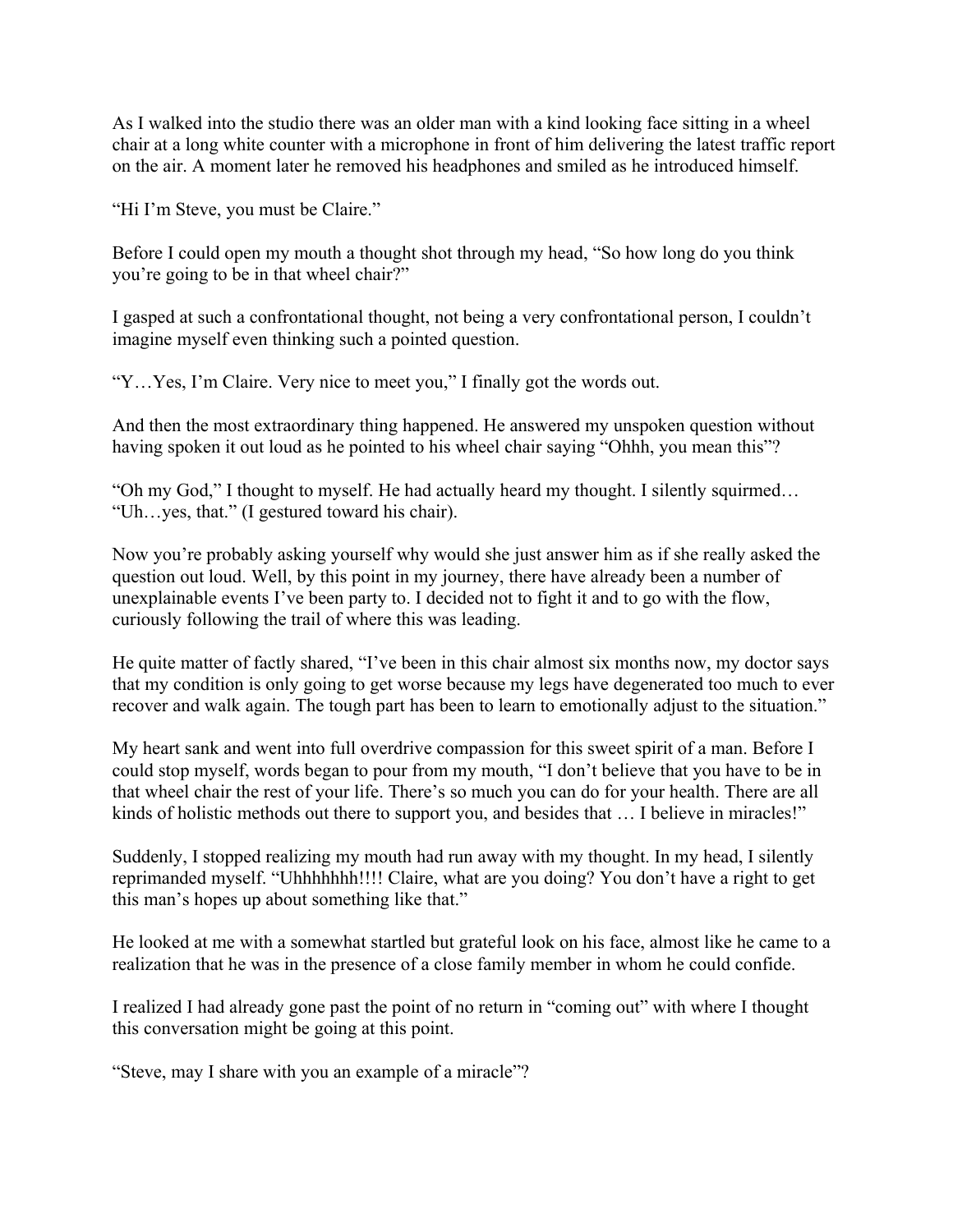As I walked into the studio there was an older man with a kind looking face sitting in a wheel chair at a long white counter with a microphone in front of him delivering the latest traffic report on the air. A moment later he removed his headphones and smiled as he introduced himself.

"Hi I'm Steve, you must be Claire."

Before I could open my mouth a thought shot through my head, "So how long do you think you're going to be in that wheel chair?"

I gasped at such a confrontational thought, not being a very confrontational person, I couldn't imagine myself even thinking such a pointed question.

"Y…Yes, I'm Claire. Very nice to meet you," I finally got the words out.

And then the most extraordinary thing happened. He answered my unspoken question without having spoken it out loud as he pointed to his wheel chair saying "Ohhh, you mean this"?

"Oh my God," I thought to myself. He had actually heard my thought. I silently squirmed… "Uh…yes, that." (I gestured toward his chair).

Now you're probably asking yourself why would she just answer him as if she really asked the question out loud. Well, by this point in my journey, there have already been a number of unexplainable events I've been party to. I decided not to fight it and to go with the flow, curiously following the trail of where this was leading.

He quite matter of factly shared, "I've been in this chair almost six months now, my doctor says that my condition is only going to get worse because my legs have degenerated too much to ever recover and walk again. The tough part has been to learn to emotionally adjust to the situation."

My heart sank and went into full overdrive compassion for this sweet spirit of a man. Before I could stop myself, words began to pour from my mouth, "I don't believe that you have to be in that wheel chair the rest of your life. There's so much you can do for your health. There are all kinds of holistic methods out there to support you, and besides that … I believe in miracles!"

Suddenly, I stopped realizing my mouth had run away with my thought. In my head, I silently reprimanded myself. "Uhhhhhhh!!!! Claire, what are you doing? You don't have a right to get this man's hopes up about something like that."

He looked at me with a somewhat startled but grateful look on his face, almost like he came to a realization that he was in the presence of a close family member in whom he could confide.

I realized I had already gone past the point of no return in "coming out" with where I thought this conversation might be going at this point.

"Steve, may I share with you an example of a miracle"?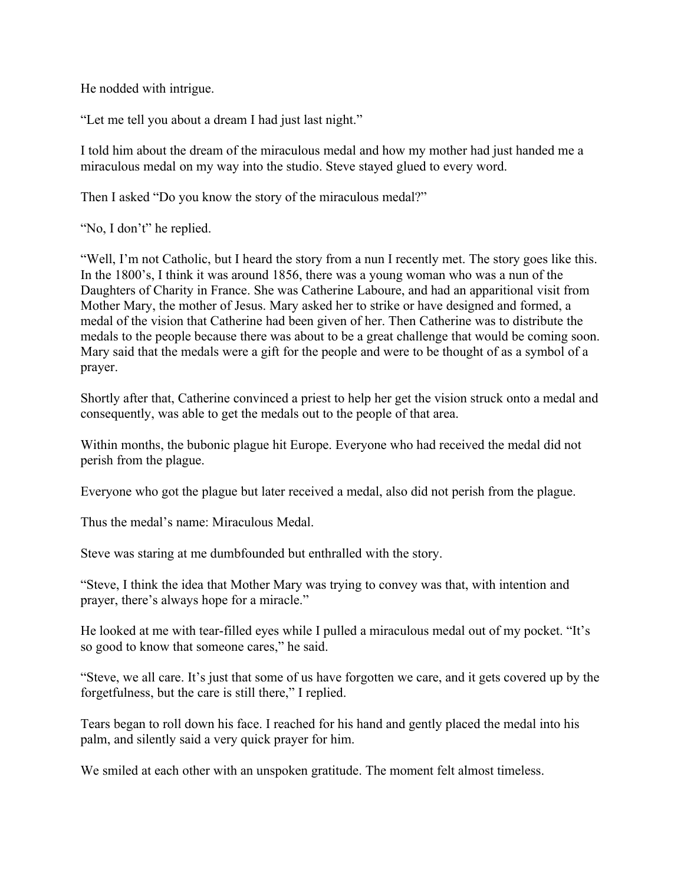He nodded with intrigue.

"Let me tell you about a dream I had just last night."

I told him about the dream of the miraculous medal and how my mother had just handed me a miraculous medal on my way into the studio. Steve stayed glued to every word.

Then I asked "Do you know the story of the miraculous medal?"

"No, I don't" he replied.

"Well, I'm not Catholic, but I heard the story from a nun I recently met. The story goes like this. In the 1800's, I think it was around 1856, there was a young woman who was a nun of the Daughters of Charity in France. She was Catherine Laboure, and had an apparitional visit from Mother Mary, the mother of Jesus. Mary asked her to strike or have designed and formed, a medal of the vision that Catherine had been given of her. Then Catherine was to distribute the medals to the people because there was about to be a great challenge that would be coming soon. Mary said that the medals were a gift for the people and were to be thought of as a symbol of a prayer.

Shortly after that, Catherine convinced a priest to help her get the vision struck onto a medal and consequently, was able to get the medals out to the people of that area.

Within months, the bubonic plague hit Europe. Everyone who had received the medal did not perish from the plague.

Everyone who got the plague but later received a medal, also did not perish from the plague.

Thus the medal's name: Miraculous Medal.

Steve was staring at me dumbfounded but enthralled with the story.

"Steve, I think the idea that Mother Mary was trying to convey was that, with intention and prayer, there's always hope for a miracle."

He looked at me with tear-filled eyes while I pulled a miraculous medal out of my pocket. "It's so good to know that someone cares," he said.

"Steve, we all care. It's just that some of us have forgotten we care, and it gets covered up by the forgetfulness, but the care is still there," I replied.

Tears began to roll down his face. I reached for his hand and gently placed the medal into his palm, and silently said a very quick prayer for him.

We smiled at each other with an unspoken gratitude. The moment felt almost timeless.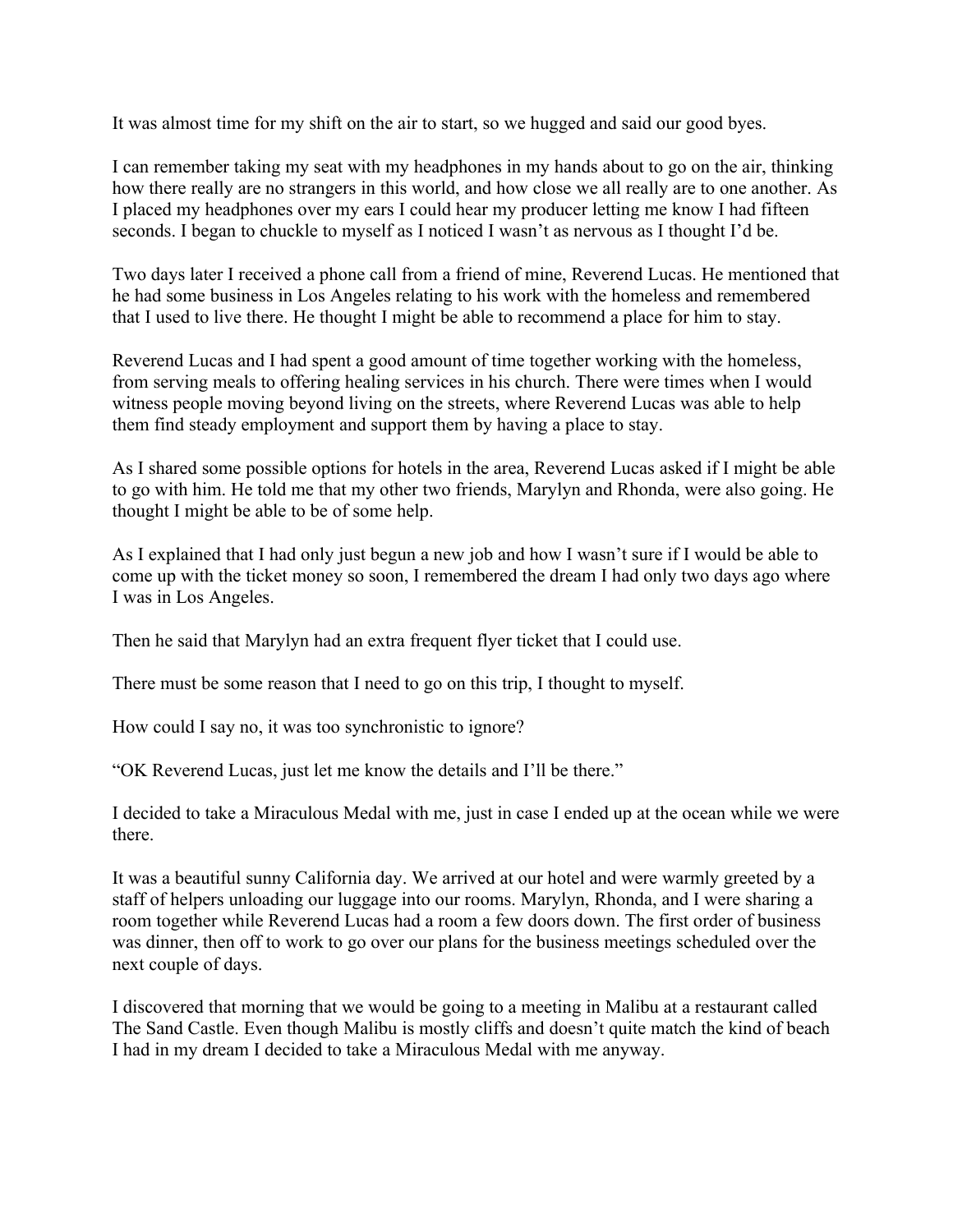It was almost time for my shift on the air to start, so we hugged and said our good byes.

I can remember taking my seat with my headphones in my hands about to go on the air, thinking how there really are no strangers in this world, and how close we all really are to one another. As I placed my headphones over my ears I could hear my producer letting me know I had fifteen seconds. I began to chuckle to myself as I noticed I wasn't as nervous as I thought I'd be.

Two days later I received a phone call from a friend of mine, Reverend Lucas. He mentioned that he had some business in Los Angeles relating to his work with the homeless and remembered that I used to live there. He thought I might be able to recommend a place for him to stay.

Reverend Lucas and I had spent a good amount of time together working with the homeless, from serving meals to offering healing services in his church. There were times when I would witness people moving beyond living on the streets, where Reverend Lucas was able to help them find steady employment and support them by having a place to stay.

As I shared some possible options for hotels in the area, Reverend Lucas asked if I might be able to go with him. He told me that my other two friends, Marylyn and Rhonda, were also going. He thought I might be able to be of some help.

As I explained that I had only just begun a new job and how I wasn't sure if I would be able to come up with the ticket money so soon, I remembered the dream I had only two days ago where I was in Los Angeles.

Then he said that Marylyn had an extra frequent flyer ticket that I could use.

There must be some reason that I need to go on this trip, I thought to myself.

How could I say no, it was too synchronistic to ignore?

"OK Reverend Lucas, just let me know the details and I'll be there."

I decided to take a Miraculous Medal with me, just in case I ended up at the ocean while we were there.

It was a beautiful sunny California day. We arrived at our hotel and were warmly greeted by a staff of helpers unloading our luggage into our rooms. Marylyn, Rhonda, and I were sharing a room together while Reverend Lucas had a room a few doors down. The first order of business was dinner, then off to work to go over our plans for the business meetings scheduled over the next couple of days.

I discovered that morning that we would be going to a meeting in Malibu at a restaurant called The Sand Castle. Even though Malibu is mostly cliffs and doesn't quite match the kind of beach I had in my dream I decided to take a Miraculous Medal with me anyway.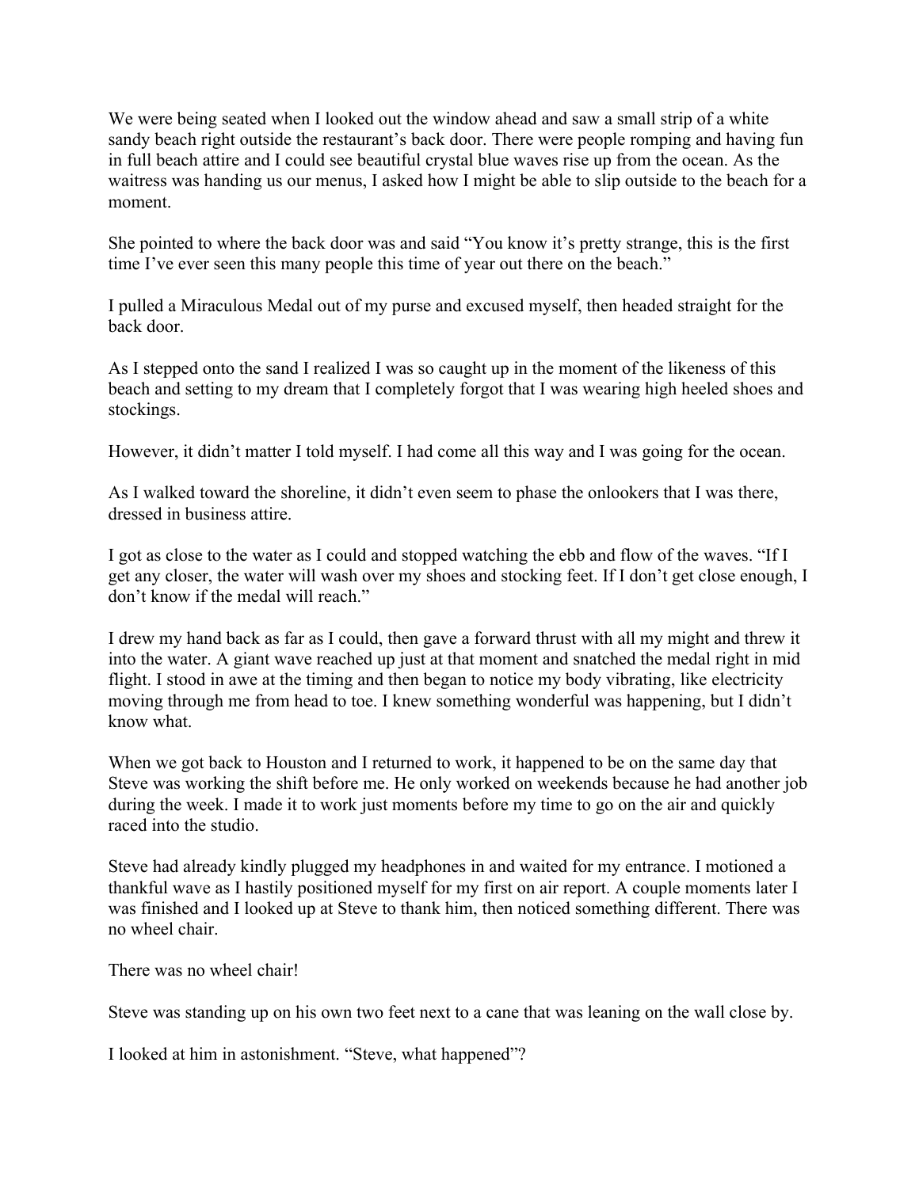We were being seated when I looked out the window ahead and saw a small strip of a white sandy beach right outside the restaurant's back door. There were people romping and having fun in full beach attire and I could see beautiful crystal blue waves rise up from the ocean. As the waitress was handing us our menus, I asked how I might be able to slip outside to the beach for a moment.

She pointed to where the back door was and said "You know it's pretty strange, this is the first time I've ever seen this many people this time of year out there on the beach."

I pulled a Miraculous Medal out of my purse and excused myself, then headed straight for the back door.

As I stepped onto the sand I realized I was so caught up in the moment of the likeness of this beach and setting to my dream that I completely forgot that I was wearing high heeled shoes and stockings.

However, it didn't matter I told myself. I had come all this way and I was going for the ocean.

As I walked toward the shoreline, it didn't even seem to phase the onlookers that I was there, dressed in business attire.

I got as close to the water as I could and stopped watching the ebb and flow of the waves. "If I get any closer, the water will wash over my shoes and stocking feet. If I don't get close enough, I don't know if the medal will reach."

I drew my hand back as far as I could, then gave a forward thrust with all my might and threw it into the water. A giant wave reached up just at that moment and snatched the medal right in mid flight. I stood in awe at the timing and then began to notice my body vibrating, like electricity moving through me from head to toe. I knew something wonderful was happening, but I didn't know what.

When we got back to Houston and I returned to work, it happened to be on the same day that Steve was working the shift before me. He only worked on weekends because he had another job during the week. I made it to work just moments before my time to go on the air and quickly raced into the studio.

Steve had already kindly plugged my headphones in and waited for my entrance. I motioned a thankful wave as I hastily positioned myself for my first on air report. A couple moments later I was finished and I looked up at Steve to thank him, then noticed something different. There was no wheel chair.

There was no wheel chair!

Steve was standing up on his own two feet next to a cane that was leaning on the wall close by.

I looked at him in astonishment. "Steve, what happened"?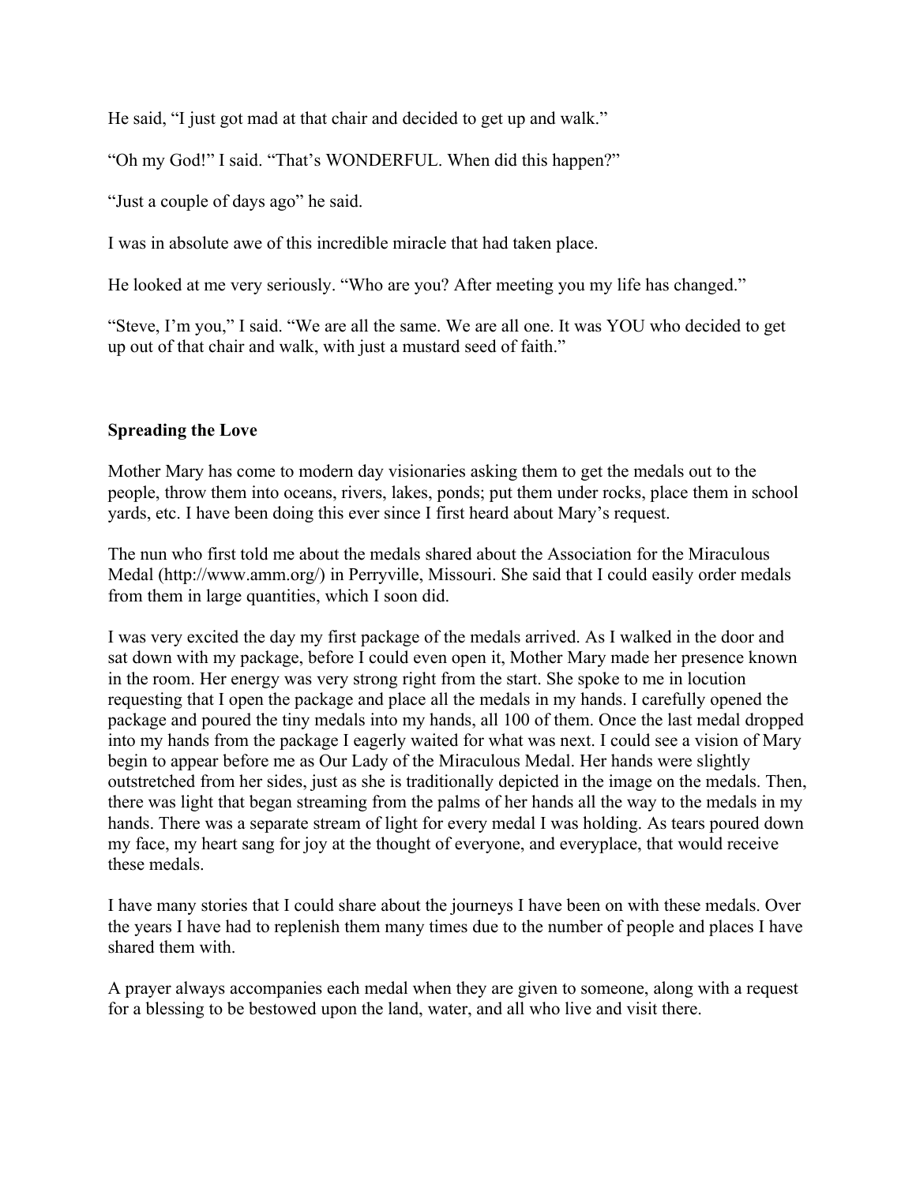He said, "I just got mad at that chair and decided to get up and walk."

"Oh my God!" I said. "That's WONDERFUL. When did this happen?"

"Just a couple of days ago" he said.

I was in absolute awe of this incredible miracle that had taken place.

He looked at me very seriously. "Who are you? After meeting you my life has changed."

"Steve, I'm you," I said. "We are all the same. We are all one. It was YOU who decided to get up out of that chair and walk, with just a mustard seed of faith."

**Spreading the Love**

Mother Mary has come to modern day visionaries asking them to get the medals out to the people, throw them into oceans, rivers, lakes, ponds; put them under rocks, place them in school yards, etc. I have been doing this ever since I first heard about Mary's request.

The nun who first told me about the medals shared about the Association for the Miraculous Medal (http://www.amm.org/) in Perryville, Missouri. She said that I could easily order medals from them in large quantities, which I soon did.

I was very excited the day my first package of the medals arrived. As I walked in the door and sat down with my package, before I could even open it, Mother Mary made her presence known in the room. Her energy was very strong right from the start. She spoke to me in locution requesting that I open the package and place all the medals in my hands. I carefully opened the package and poured the tiny medals into my hands, all 100 of them. Once the last medal dropped into my hands from the package I eagerly waited for what was next. I could see a vision of Mary begin to appear before me as Our Lady of the Miraculous Medal. Her hands were slightly outstretched from her sides, just as she is traditionally depicted in the image on the medals. Then, there was light that began streaming from the palms of her hands all the way to the medals in my hands. There was a separate stream of light for every medal I was holding. As tears poured down my face, my heart sang for joy at the thought of everyone, and everyplace, that would receive these medals.

I have many stories that I could share about the journeys I have been on with these medals. Over the years I have had to replenish them many times due to the number of people and places I have shared them with.

A prayer always accompanies each medal when they are given to someone, along with a request for a blessing to be bestowed upon the land, water, and all who live and visit there.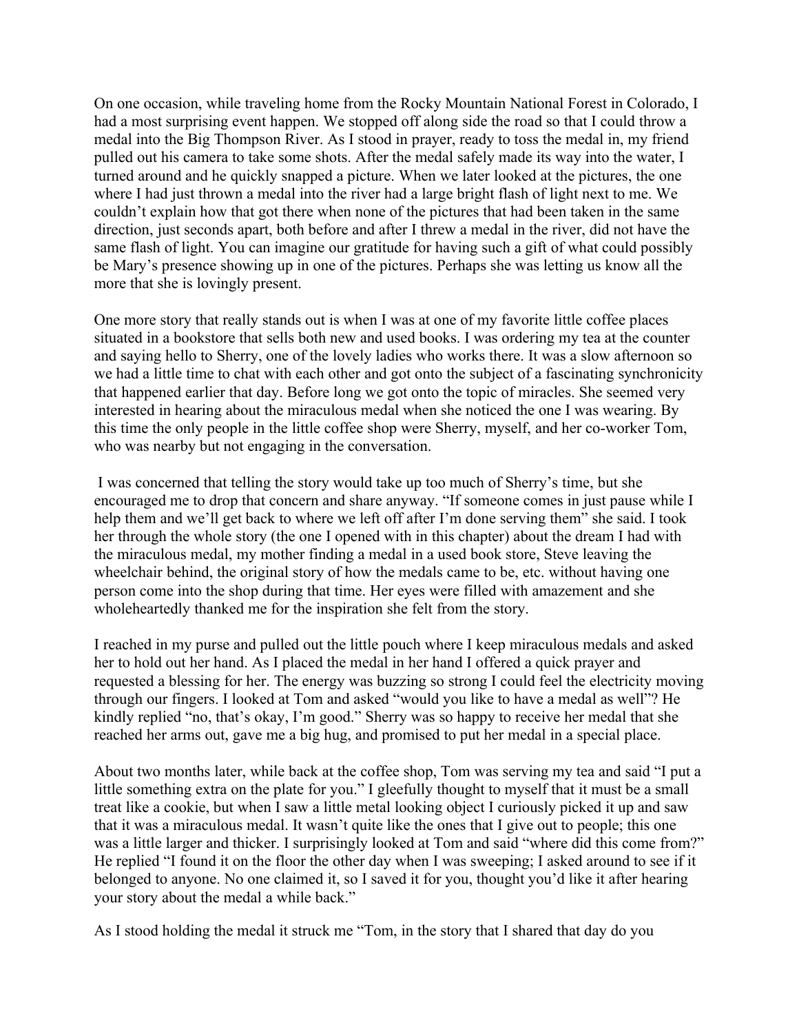On one occasion, while traveling home from the Rocky Mountain National Forest in Colorado, I had a most surprising event happen. We stopped off along side the road so that I could throw a medal into the Big Thompson River. As I stood in prayer, ready to toss the medal in, my friend pulled out his camera to take some shots. After the medal safely made its way into the water, I turned around and he quickly snapped a picture. When we later looked at the pictures, the one where I had just thrown a medal into the river had a large bright flash of light next to me. We couldn't explain how that got there when none of the pictures that had been taken in the same direction, just seconds apart, both before and after I threw a medal in the river, did not have the same flash of light. You can imagine our gratitude for having such a gift of what could possibly be Mary's presence showing up in one of the pictures. Perhaps she was letting us know all the more that she is lovingly present.

One more story that really stands out is when I was at one of my favorite little coffee places situated in a bookstore that sells both new and used books. I was ordering my tea at the counter and saying hello to Sherry, one of the lovely ladies who works there. It was a slow afternoon so we had a little time to chat with each other and got onto the subject of a fascinating synchronicity that happened earlier that day. Before long we got onto the topic of miracles. She seemed very interested in hearing about the miraculous medal when she noticed the one I was wearing. By this time the only people in the little coffee shop were Sherry, myself, and her co-worker Tom, who was nearby but not engaging in the conversation.

I was concerned that telling the story would take up too much of Sherry's time, but she encouraged me to drop that concern and share anyway. "If someone comes in just pause while I help them and we'll get back to where we left off after I'm done serving them" she said. I took her through the whole story (the one I opened with in this chapter) about the dream I had with the miraculous medal, my mother finding a medal in a used book store, Steve leaving the wheelchair behind, the original story of how the medals came to be, etc. without having one person come into the shop during that time. Her eyes were filled with amazement and she wholeheartedly thanked me for the inspiration she felt from the story.

I reached in my purse and pulled out the little pouch where I keep miraculous medals and asked her to hold out her hand. As I placed the medal in her hand I offered a quick prayer and requested a blessing for her. The energy was buzzing so strong I could feel the electricity moving through our fingers. I looked at Tom and asked "would you like to have a medal as well"? He kindly replied "no, that's okay, I'm good." Sherry was so happy to receive her medal that she reached her arms out, gave me a big hug, and promised to put her medal in a special place.

About two months later, while back at the coffee shop, Tom was serving my tea and said "I put a little something extra on the plate for you." I gleefully thought to myself that it must be a small treat like a cookie, but when I saw a little metal looking object I curiously picked it up and saw that it was a miraculous medal. It wasn't quite like the ones that I give out to people; this one was a little larger and thicker. I surprisingly looked at Tom and said "where did this come from?" He replied "I found it on the floor the other day when I was sweeping; I asked around to see if it belonged to anyone. No one claimed it, so I saved it for you, thought you'd like it after hearing your story about the medal a while back."

As I stood holding the medal it struck me "Tom, in the story that I shared that day do you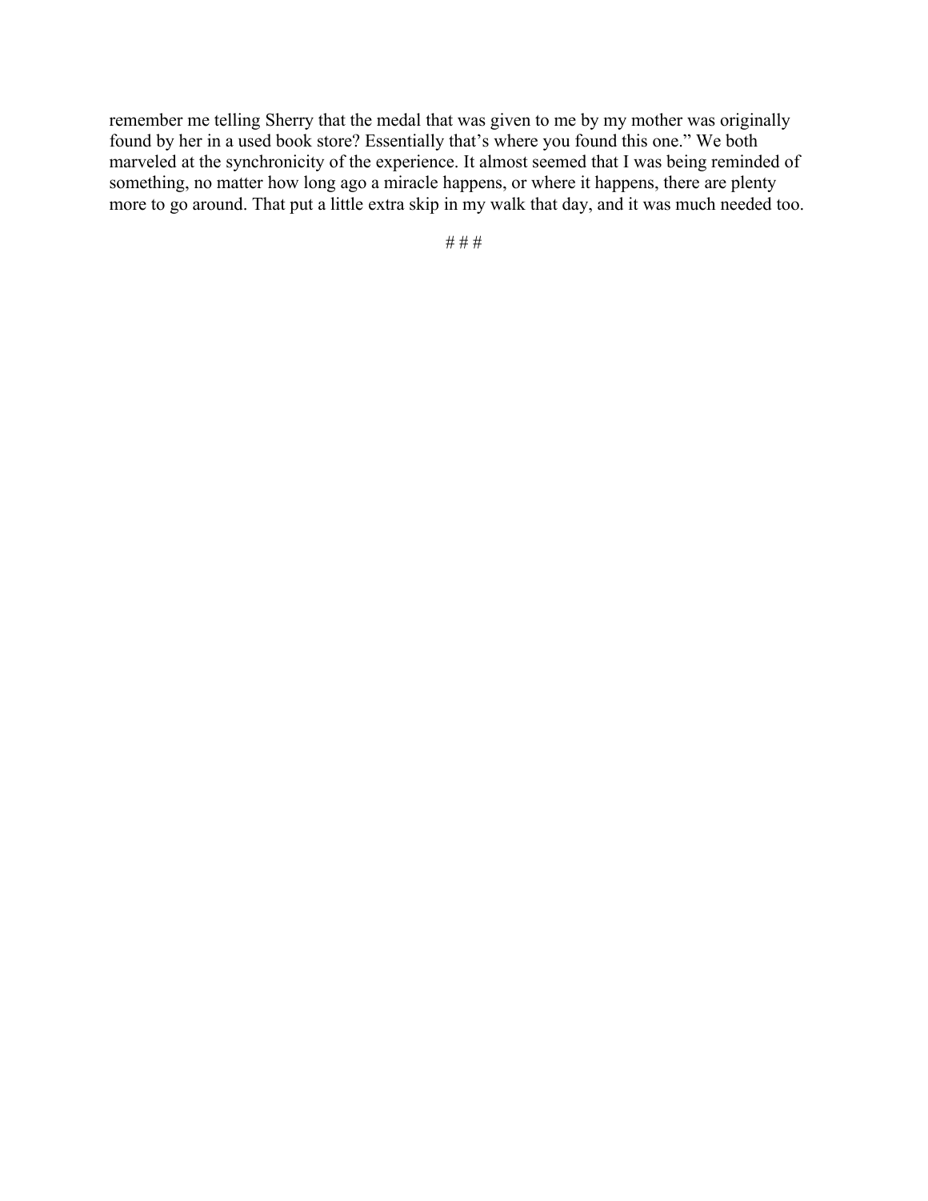remember me telling Sherry that the medal that was given to me by my mother was originally found by her in a used book store? Essentially that's where you found this one." We both marveled at the synchronicity of the experience. It almost seemed that I was being reminded of something, no matter how long ago a miracle happens, or where it happens, there are plenty more to go around. That put a little extra skip in my walk that day, and it was much needed too.

# # #